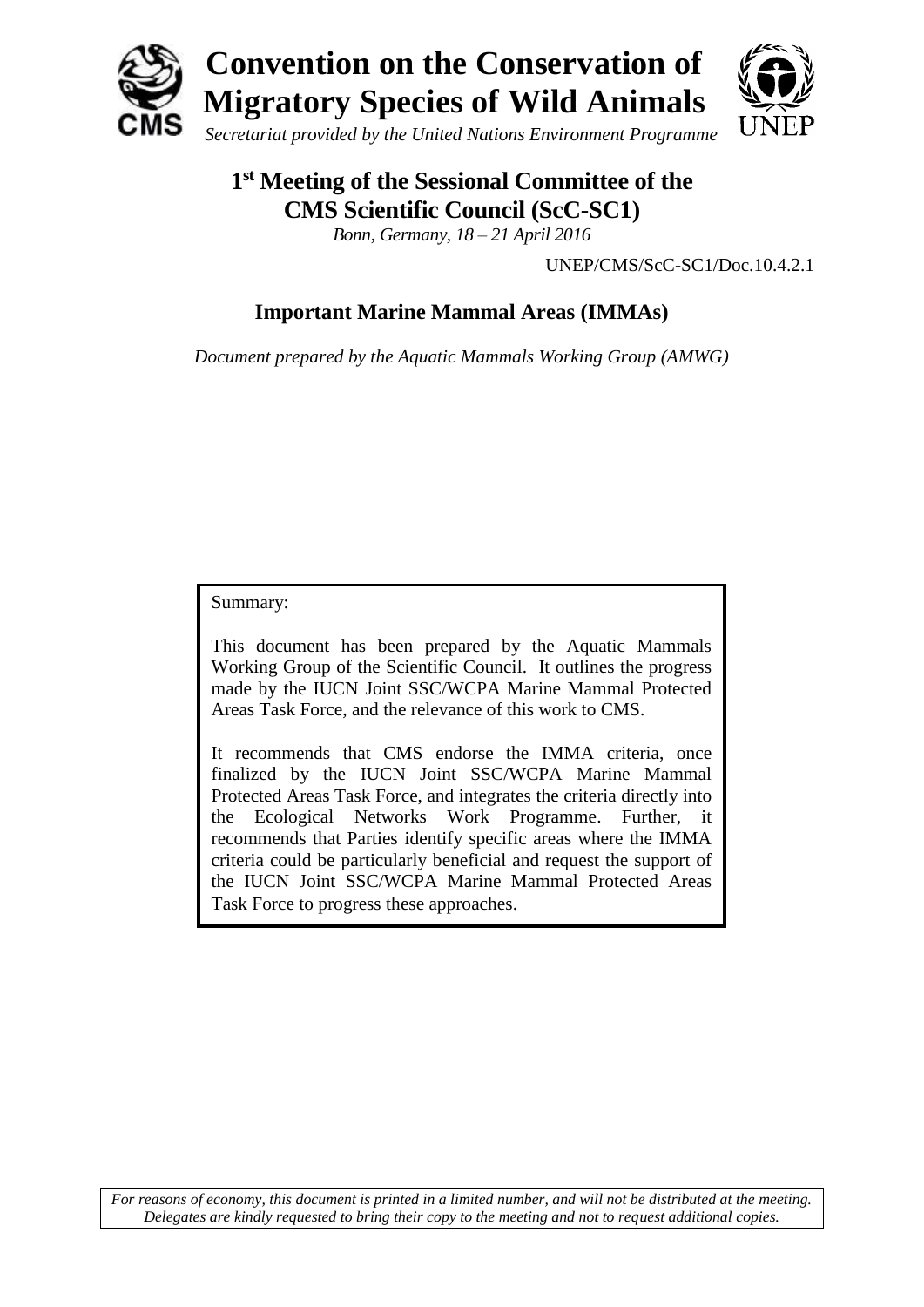# Convention on the Conservation of Migratory Species of Wild Animals

*Secretariat provided by the United Nations Environment Programme*

## 1st Meeting of the Sessional Committee of the CMS Scientific Council (ScC-SC1)

*Bonn, Germany, 18 – 21 April 2016*

UNEP/CMS/ScC-SC1/Doc.10.4.2.1

## Important Marine Mammal Areas (IMMAs)

*Document prepared by the Aquatic Mammals Working Group (AMWG)*

Summary:

This document has been prepared by the Aquatic Mammals Working Group of the Scientific Council. It outlines the progress made by the IUCN Joint SSC/WCPA Marine Mammal Protected Areas Task Force, and the relevance of this work to CMS.

It recommends that CMS endorse the IMMA criteria, once finalized by the IUCN Joint SSC/WCPA Marine Mammal Protected Areas Task Force, and integrates the criteria directly into the Ecological Networks Work Programme. Further, it recommends that Parties identify specific areas where the IMMA criteria could be particularly beneficial and request the support of the IUCN Joint SSC/WCPA Marine Mammal Protected Areas Task Force to progress these approaches.

*For reasons of economy, this document is printed in a limited number, and will not be distributed at the meeting. Delegates are kindly requested to bring their copy to the meeting and not to request additional copies.*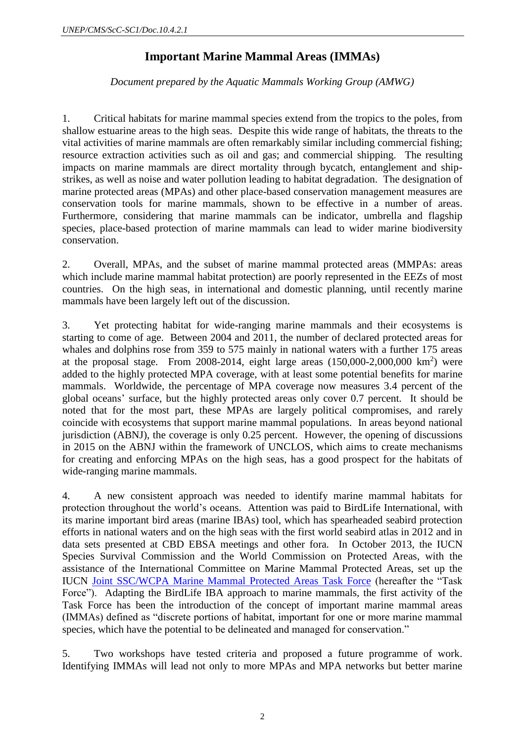# Important Marine Mammal Areas (IMMAs)

*Document prepared by the Aquatic Mammals Working Group (AMWG)*

1. Critical habitats for marine mammal species extend from the tropics to the poles, from shallow estuarine areas to the high seas. Despite this wide range of habitats, the threats to the vital activities of marine mammals are often remarkably similar including commercial fishing; resource extraction activities such as oil and gas; and commercial shipping. The resulting impacts on marine mammals are direct mortality through bycatch, entanglement and ship-strikes, as well as noise and water pollution leading to habitat degradation. The designation of marine protected areas (MPAs) and other place-based conservation management measures are conservation tools for marine mammals, shown to be effective in a number of areas. Furthermore, considering that marine mammals can be indicator, umbrella and flagship species, place-based protection of marine mammals can lead to wider marine biodiversity conservation.

2. Overall, MPAs, and the subset of marine mammal protected areas (MMPAs: areas which include marine mammal habitat protection) are poorly represented in the EEZs of most countries. On the high seas, in international and domestic planning, until recently marine mammals have been largely left out of the discussion.

3. Yet protecting habitat for wide-ranging marine mammals and their ecosystems is starting to come of age. Between 2004 and 2011, the number of declared protected areas for whales and dolphins rose from 359 to 575 mainly in national waters with a further 175 areas at the proposal stage. From 2008-2014, eight large areas (150,000-2,000,000 km$^2$) were added to the highly protected MPA coverage, with at least some potential benefits for marine mammals. Worldwide, the percentage of MPA coverage now measures 3.4 percent of the global oceans' surface, but the highly protected areas only cover 0.7 percent. It should be noted that for the most part, these MPAs are largely political compromises, and rarely coincide with ecosystems that support marine mammal populations. In areas beyond national jurisdiction (ABNJ), the coverage is only 0.25 percent. However, the opening of discussions in 2015 on the ABNJ within the framework of UNCLOS, which aims to create mechanisms for creating and enforcing MPAs on the high seas, has a good prospect for the habitats of wide-ranging marine mammals.

4. A new consistent approach was needed to identify marine mammal habitats for protection throughout the world's oceans. Attention was paid to BirdLife International, with its marine important bird areas (marine IBAs) tool, which has spearheaded seabird protection efforts in national waters and on the high seas with the first world seabird atlas in 2012 and in data sets presented at CBD EBSA meetings and other fora. In October 2013, the IUCN Species Survival Commission and the World Commission on Protected Areas, with the assistance of the International Committee on Marine Mammal Protected Areas, set up the IUCN Joint SSC/WCPA Marine Mammal Protected Areas Task Force (hereafter the "Task Force"). Adapting the BirdLife IBA approach to marine mammals, the first activity of the Task Force has been the introduction of the concept of important marine mammal areas (IMMAs) defined as "discrete portions of habitat, important for one or more marine mammal species, which have the potential to be delineated and managed for conservation."

5. Two workshops have tested criteria and proposed a future programme of work. Identifying IMMAs will lead not only to more MPAs and MPA networks but better marine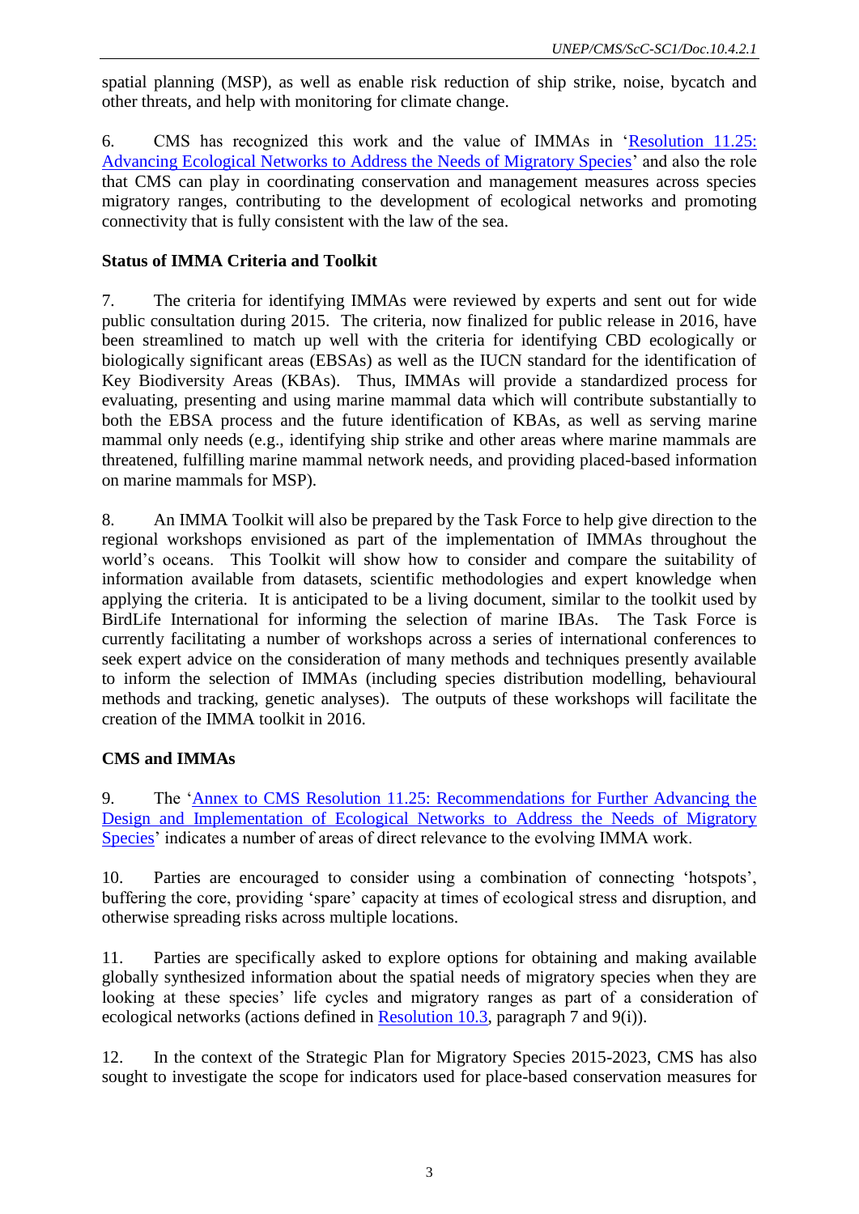spatial planning (MSP), as well as enable risk reduction of ship strike, noise, bycatch and other threats, and help with monitoring for climate change.

6. CMS has recognized this work and the value of IMMAs in '[Resolution 11.25: Advancing Ecological Networks to Address the Needs of Migratory Species]' and also the role that CMS can play in coordinating conservation and management measures across species migratory ranges, contributing to the development of ecological networks and promoting connectivity that is fully consistent with the law of the sea.

## Status of IMMA Criteria and Toolkit

7. The criteria for identifying IMMAs were reviewed by experts and sent out for wide public consultation during 2015. The criteria, now finalized for public release in 2016, have been streamlined to match up well with the criteria for identifying CBD ecologically or biologically significant areas (EBSAs) as well as the IUCN standard for the identification of Key Biodiversity Areas (KBAs). Thus, IMMAs will provide a standardized process for evaluating, presenting and using marine mammal data which will contribute substantially to both the EBSA process and the future identification of KBAs, as well as serving marine mammal only needs (e.g., identifying ship strike and other areas where marine mammals are threatened, fulfilling marine mammal network needs, and providing placed-based information on marine mammals for MSP).

8. An IMMA Toolkit will also be prepared by the Task Force to help give direction to the regional workshops envisioned as part of the implementation of IMMAs throughout the world's oceans. This Toolkit will show how to consider and compare the suitability of information available from datasets, scientific methodologies and expert knowledge when applying the criteria. It is anticipated to be a living document, similar to the toolkit used by BirdLife International for informing the selection of marine IBAs. The Task Force is currently facilitating a number of workshops across a series of international conferences to seek expert advice on the consideration of many methods and techniques presently available to inform the selection of IMMAs (including species distribution modelling, behavioural methods and tracking, genetic analyses). The outputs of these workshops will facilitate the creation of the IMMA toolkit in 2016.

## CMS and IMMAs

9. The '[Annex to CMS Resolution 11.25: Recommendations for Further Advancing the Design and Implementation of Ecological Networks to Address the Needs of Migratory Species]' indicates a number of areas of direct relevance to the evolving IMMA work.

10. Parties are encouraged to consider using a combination of connecting 'hotspots', buffering the core, providing 'spare' capacity at times of ecological stress and disruption, and otherwise spreading risks across multiple locations.

11. Parties are specifically asked to explore options for obtaining and making available globally synthesized information about the spatial needs of migratory species when they are looking at these species' life cycles and migratory ranges as part of a consideration of ecological networks (actions defined in [Resolution 10.3], paragraph 7 and 9(i)).

12. In the context of the Strategic Plan for Migratory Species 2015-2023, CMS has also sought to investigate the scope for indicators used for place-based conservation measures for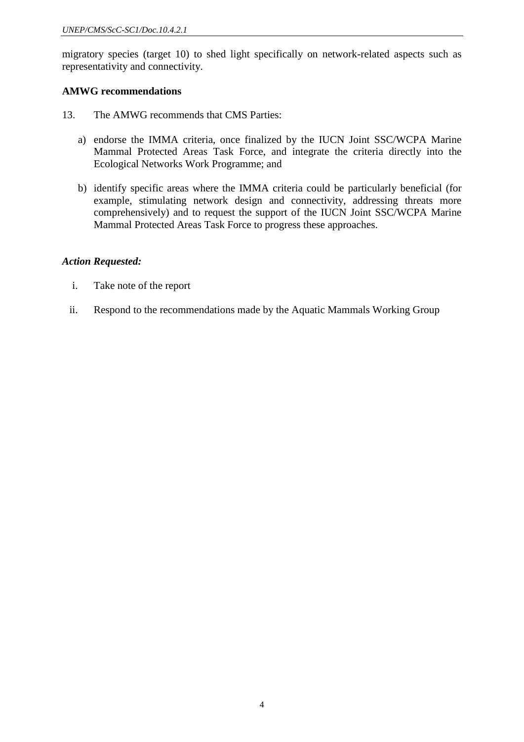migratory species (target 10) to shed light specifically on network-related aspects such as representativity and connectivity.

**AMWG recommendations**

13. The AMWG recommends that CMS Parties:

    a) endorse the IMMA criteria, once finalized by the IUCN Joint SSC/WCPA Marine Mammal Protected Areas Task Force, and integrate the criteria directly into the Ecological Networks Work Programme; and

    b) identify specific areas where the IMMA criteria could be particularly beneficial (for example, stimulating network design and connectivity, addressing threats more comprehensively) and to request the support of the IUCN Joint SSC/WCPA Marine Mammal Protected Areas Task Force to progress these approaches.

***Action Requested:***

i. Take note of the report

ii. Respond to the recommendations made by the Aquatic Mammals Working Group